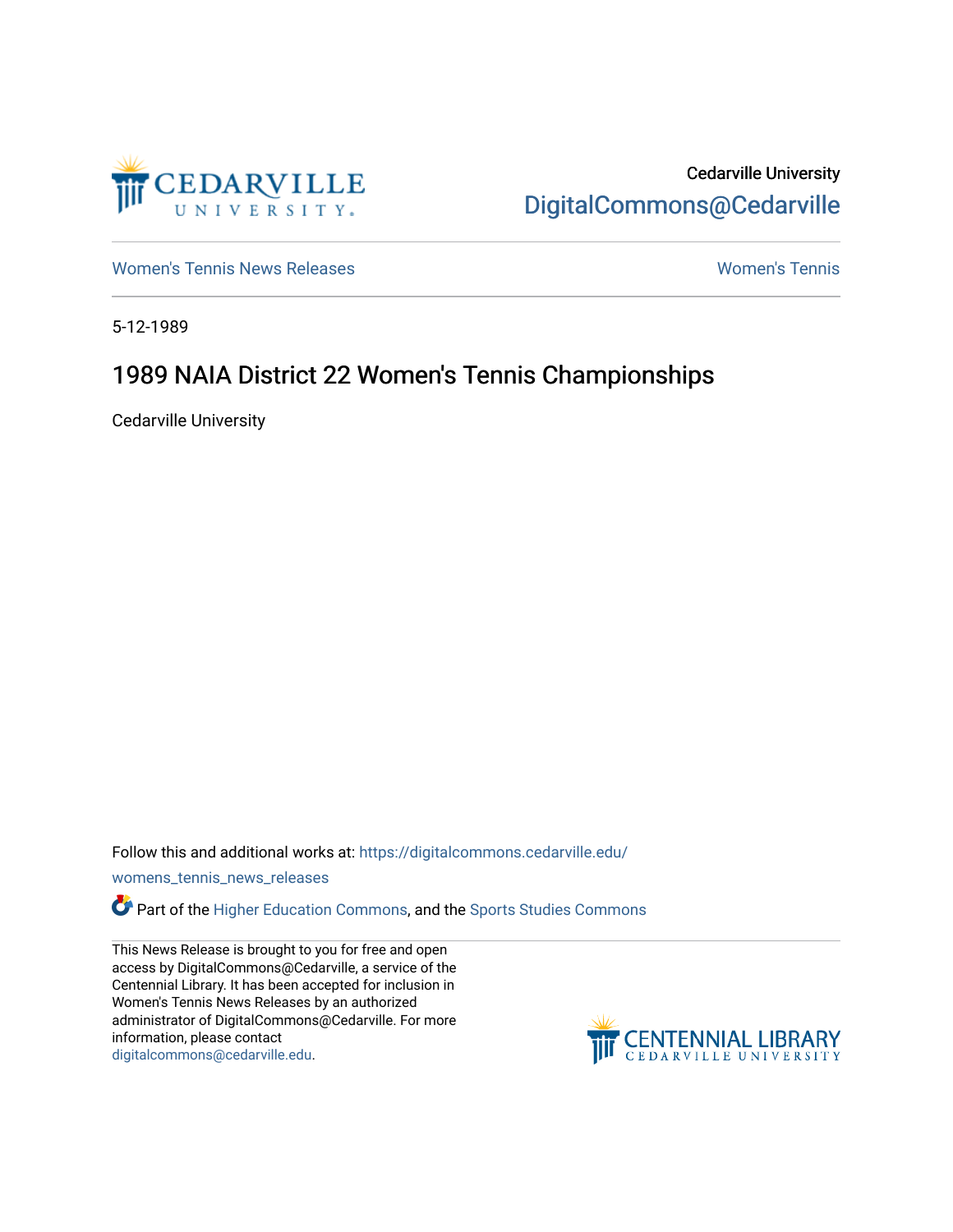Cedarville University
DigitalCommons@Cedarville

Women's Tennis News Releases

Women's Tennis

5-12-1989

# 1989 NAIA District 22 Women's Tennis Championships

Cedarville University

Follow this and additional works at: https://digitalcommons.cedarville.edu/womens_tennis_news_releases

Part of the Higher Education Commons, and the Sports Studies Commons

This News Release is brought to you for free and open access by DigitalCommons@Cedarville, a service of the Centennial Library. It has been accepted for inclusion in Women's Tennis News Releases by an authorized administrator of DigitalCommons@Cedarville. For more information, please contact digitalcommons@cedarville.edu.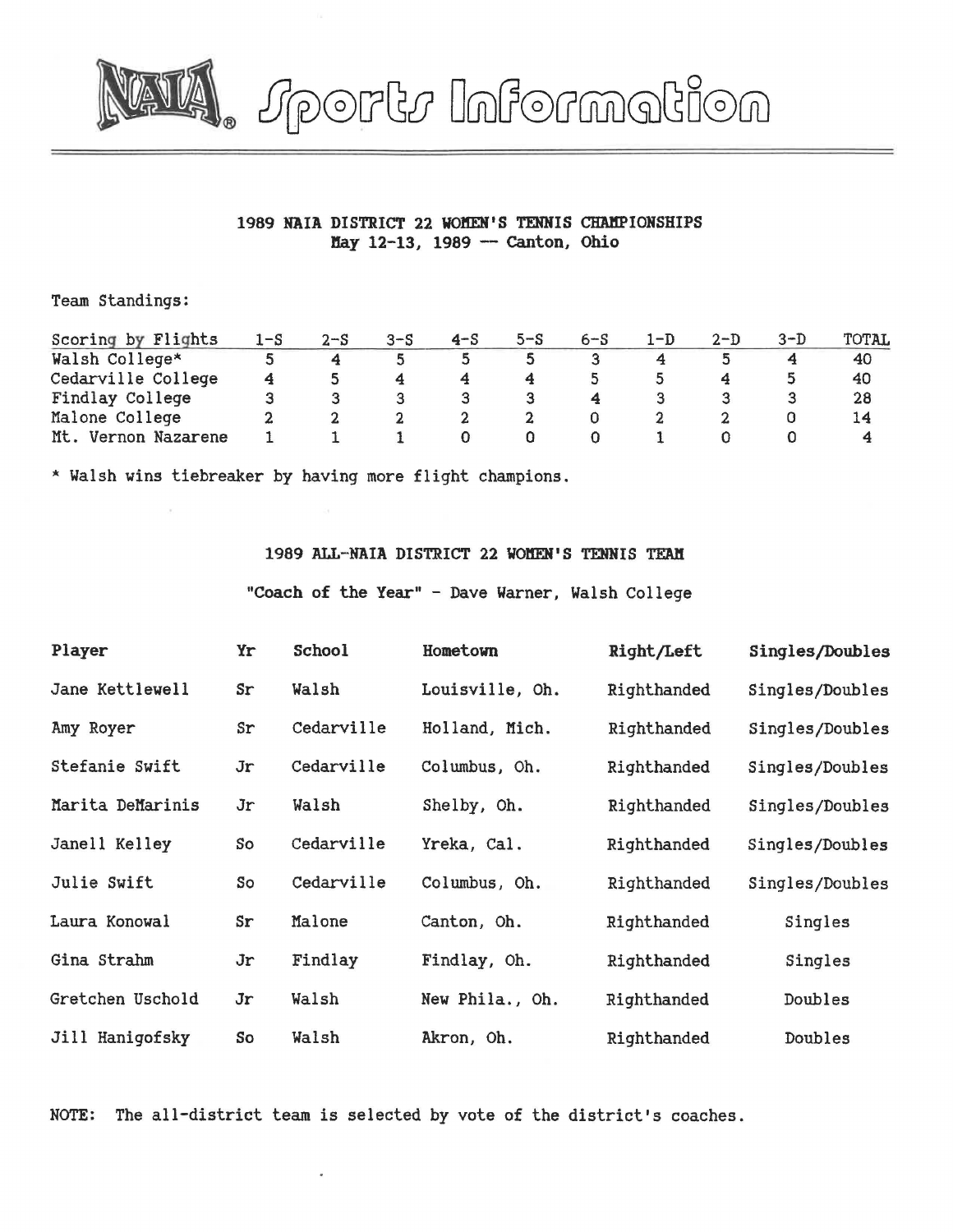# NAIA Sports Information

## 1989 NAIA DISTRICT 22 WOMEN'S TENNIS CHAMPIONSHIPS
**May 12-13, 1989 -- Canton, Ohio**

Team Standings:

| Scoring by Flights | 1-S | 2-S | 3-S | 4-S | 5-S | 6-S | 1-D | 2-D | 3-D | TOTAL |
|---|---|---|---|---|---|---|---|---|---|---|
| Walsh College* | 5 | 4 | 5 | 5 | 5 | 3 | 4 | 5 | 4 | 40 |
| Cedarville College | 4 | 5 | 4 | 4 | 4 | 5 | 5 | 4 | 5 | 40 |
| Findlay College | 3 | 3 | 3 | 3 | 3 | 4 | 3 | 3 | 3 | 28 |
| Malone College | 2 | 2 | 2 | 2 | 2 | 0 | 2 | 2 | 0 | 14 |
| Mt. Vernon Nazarene | 1 | 1 | 1 | 0 | 0 | 0 | 1 | 0 | 0 | 4 |

* Walsh wins tiebreaker by having more flight champions.

## 1989 ALL-NAIA DISTRICT 22 WOMEN'S TENNIS TEAM

**"Coach of the Year" - Dave Warner, Walsh College**

| Player | Yr | School | Hometown | Right/Left | Singles/Doubles |
|---|---|---|---|---|---|
| Jane Kettlewell | Sr | Walsh | Louisville, Oh. | Righthanded | Singles/Doubles |
| Amy Royer | Sr | Cedarville | Holland, Mich. | Righthanded | Singles/Doubles |
| Stefanie Swift | Jr | Cedarville | Columbus, Oh. | Righthanded | Singles/Doubles |
| Marita DeMarinis | Jr | Walsh | Shelby, Oh. | Righthanded | Singles/Doubles |
| Janell Kelley | So | Cedarville | Yreka, Cal. | Righthanded | Singles/Doubles |
| Julie Swift | So | Cedarville | Columbus, Oh. | Righthanded | Singles/Doubles |
| Laura Konowal | Sr | Malone | Canton, Oh. | Righthanded | Singles |
| Gina Strahm | Jr | Findlay | Findlay, Oh. | Righthanded | Singles |
| Gretchen Uschold | Jr | Walsh | New Phila., Oh. | Righthanded | Doubles |
| Jill Hanigofsky | So | Walsh | Akron, Oh. | Righthanded | Doubles |

NOTE: The all-district team is selected by vote of the district's coaches.